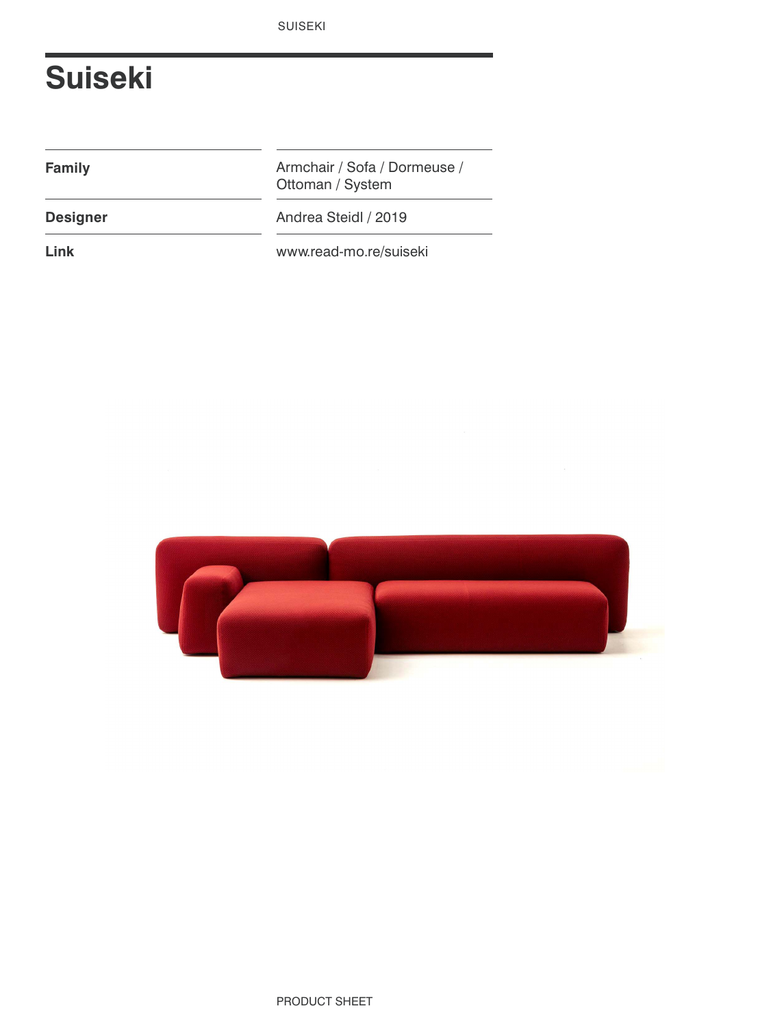# Suiseki

| | |
|---|---|
| **Family** | Armchair / Sofa / Dormeuse / Ottoman / System |
| **Designer** | Andrea Steidl / 2019 |
| **Link** | www.read-mo.re/suiseki |

PRODUCT SHEET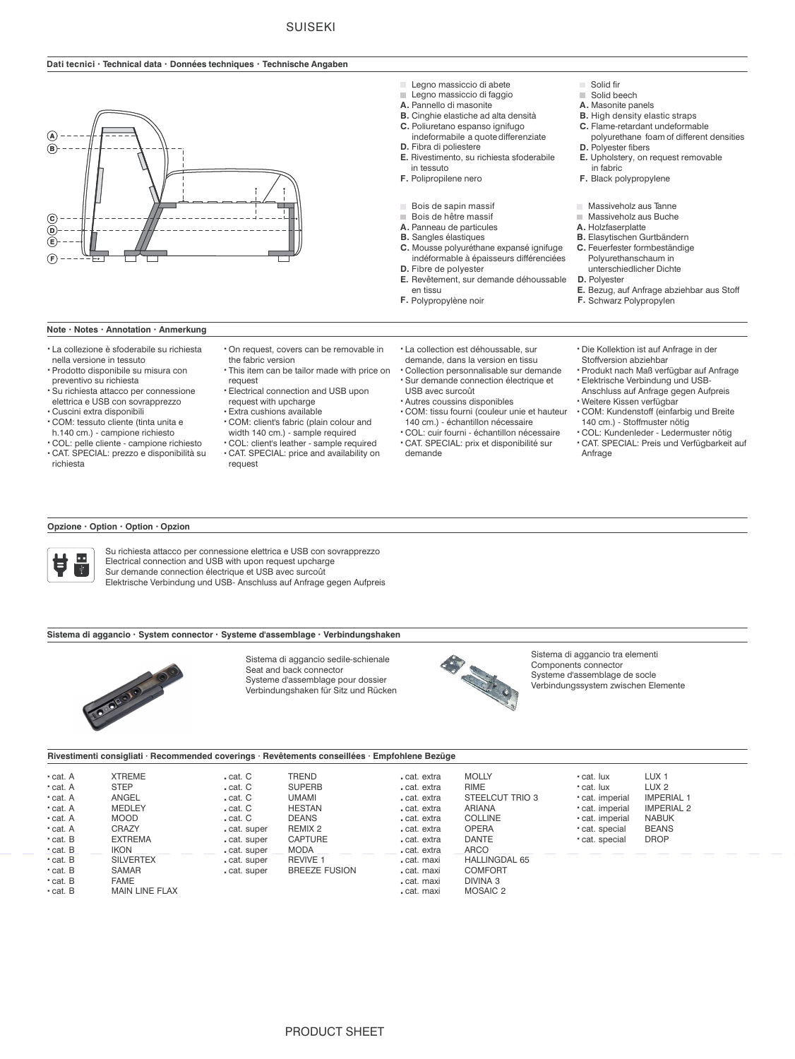# SUISEKI

## Dati tecnici · Technical data · Données techniques · Technische Angaben

- Legno massiccio di abete
- Legno massiccio di faggio
- **A.** Pannello di masonite
- **B.** Cinghie elastiche ad alta densità
- **C.** Poliuretano espanso ignifugo indeformabile a quote differenziate
- **D.** Fibra di poliestere
- **E.** Rivestimento, su richiesta sfoderabile in tessuto
- **F.** Polipropilene nero

- Solid fir
- Solid beech
- **A.** Masonite panels
- **B.** High density elastic straps
- **C.** Flame-retardant undeformable polyurethane foam of different densities
- **D.** Polyester fibers
- **E.** Upholstery, on request removable in fabric
- **F.** Black polypropylene

- Bois de sapin massif
- Bois de hêtre massif
- **A.** Panneau de particules
- **B.** Sangles élastiques
- **C.** Mousse polyuréthane expansé ignifuge indéformable à épaisseurs différenciées
- **D.** Fibre de polyester
- **E.** Revêtement, sur demande déhoussable en tissu
- **F.** Polypropylène noir

- Massiveholz aus Tanne
- Massiveholz aus Buche
- **A.** Holzfaserplatte
- **B.** Elasytischen Gurtbändern
- **C.** Feuerfester formbeständige Polyurethanschaum in unterschiedlicher Dichte
- **D.** Polyester
- **E.** Bezug, auf Anfrage abziehbar aus Stoff
- **F.** Schwarz Polypropylen

## Note · Notes · Annotation · Anmerkung

- La collezione è sfoderabile su richiesta nella versione in tessuto
- Prodotto disponibile su misura con preventivo su richiesta
- Su richiesta attacco per connessione elettrica e USB con sovrapprezzo
- Cuscini extra disponibili
- COM: tessuto cliente (tinta unita e h.140 cm.) - campione richiesto
- COL: pelle cliente - campione richiesto
- CAT. SPECIAL: prezzo e disponibilità su richiesta

- On request, covers can be removable in the fabric version
- This item can be tailor made with price on request
- Electrical connection and USB upon request with upcharge
- Extra cushions available
- COM: client's fabric (plain colour and width 140 cm.) - sample required
- COL: client's leather - sample required
- CAT. SPECIAL: price and availability on request

- La collection est déhoussable, sur demande, dans la version en tissu
- Collection personnalisable sur demande
- Sur demande connection électrique et USB avec surcoût
- Autres coussins disponibles
- COM: tissu fourni (couleur unie et hauteur 140 cm.) - échantillon nécessaire
- COL: cuir fourni - échantillon nécessaire
- CAT. SPECIAL: prix et disponibilité sur demande

- Die Kollektion ist auf Anfrage in der Stoffversion abziehbar
- Produkt nach Maß verfügbar auf Anfrage
- Elektrische Verbindung und USB-Anschluss auf Anfrage gegen Aufpreis
- Weitere Kissen verfügbar
- COM: Kundenstoff (einfarbig und Breite 140 cm.) - Stoffmuster nötig
- COL: Kundenleder - Ledermuster nötig
- CAT. SPECIAL: Preis und Verfügbarkeit auf Anfrage

## Opzione · Option · Option · Opzion

Su richiesta attacco per connessione elettrica e USB con sovrapprezzo
Electrical connection and USB with upon request upcharge
Sur demande connection électrique et USB avec surcoût
Elektrische Verbindung und USB- Anschluss auf Anfrage gegen Aufpreis

## Sistema di aggancio · System connector · Systeme d'assemblage · Verbindungshaken

Sistema di aggancio sedile-schienale
Seat and back connector
Systeme d'assemblage pour dossier
Verbindungshaken für Sitz und Rücken

Sistema di aggancio tra elementi
Components connector
Systeme d'assemblage de socle
Verbindungssystem zwischen Elemente

## Rivestimenti consigliati · Recommended coverings · Revêtements conseillées · Empfohlene Bezüge

| Category | Covering |
|---|---|
| cat. A | XTREME |
| cat. A | STEP |
| cat. A | ANGEL |
| cat. A | MEDLEY |
| cat. A | MOOD |
| cat. A | CRAZY |
| cat. B | EXTREMA |
| cat. B | IKON |
| cat. B | SILVERTEX |
| cat. B | SAMAR |
| cat. B | FAME |
| cat. B | MAIN LINE FLAX |
| cat. C | TREND |
| cat. C | SUPERB |
| cat. C | UMAMI |
| cat. C | HESTAN |
| cat. C | DEANS |
| cat. super | REMIX 2 |
| cat. super | CAPTURE |
| cat. super | MODA |
| cat. super | REVIVE 1 |
| cat. super | BREEZE FUSION |
| cat. extra | MOLLY |
| cat. extra | RIME |
| cat. extra | STEELCUT TRIO 3 |
| cat. extra | ARIANA |
| cat. extra | COLLINE |
| cat. extra | OPERA |
| cat. extra | DANTE |
| cat. extra | ARCO |
| cat. maxi | HALLINGDAL 65 |
| cat. maxi | COMFORT |
| cat. maxi | DIVINA 3 |
| cat. maxi | MOSAIC 2 |
| cat. lux | LUX 1 |
| cat. lux | LUX 2 |
| cat. imperial | IMPERIAL 1 |
| cat. imperial | IMPERIAL 2 |
| cat. imperial | NABUK |
| cat. special | BEANS |
| cat. special | DROP |

PRODUCT SHEET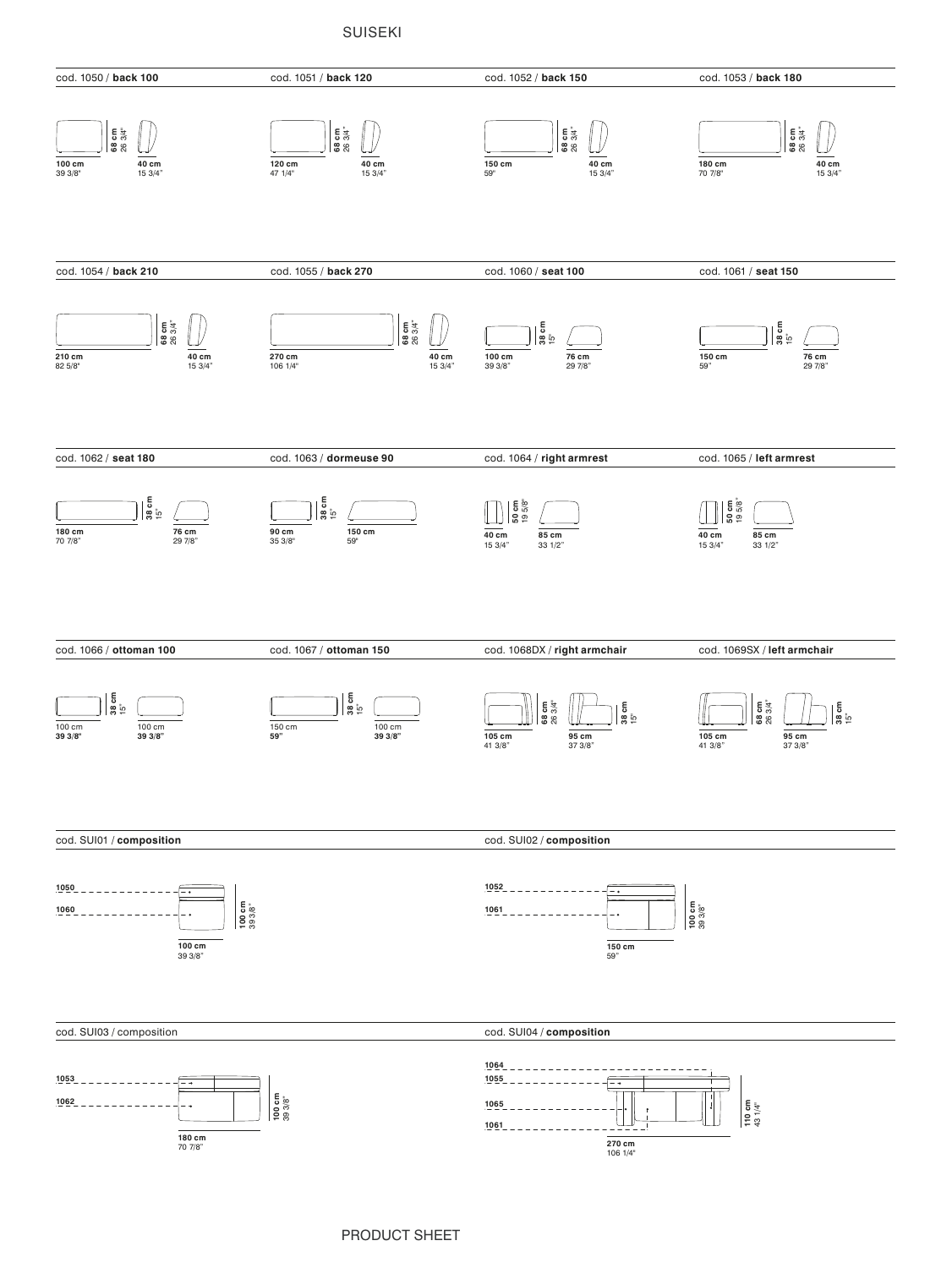# SUISEKI

### cod. 1050 / **back 100**

**100 cm** 39 3/8" — **68 cm** 26 3/4" — **40 cm** 15 3/4"

### cod. 1051 / **back 120**

**120 cm** 47 1/4" — **68 cm** 26 3/4" — **40 cm** 15 3/4"

### cod. 1052 / **back 150**

**150 cm** 59" — **68 cm** 26 3/4" — **40 cm** 15 3/4"

### cod. 1053 / **back 180**

**180 cm** 70 7/8" — **68 cm** 26 3/4" — **40 cm** 15 3/4"

### cod. 1054 / **back 210**

**210 cm** 82 5/8" — **68 cm** 26 3/4" — **40 cm** 15 3/4"

### cod. 1055 / **back 270**

**270 cm** 106 1/4" — **68 cm** 26 3/4" — **40 cm** 15 3/4"

### cod. 1060 / **seat 100**

**100 cm** 39 3/8" — **38 cm** 15" — **76 cm** 29 7/8"

### cod. 1061 / **seat 150**

**150 cm** 59" — **38 cm** 15" — **76 cm** 29 7/8"

### cod. 1062 / **seat 180**

**180 cm** 70 7/8" — **38 cm** 15" — **76 cm** 29 7/8"

### cod. 1063 / **dormeuse 90**

**90 cm** 35 3/8" — **38 cm** 15" — **150 cm** 59"

### cod. 1064 / **right armrest**

**40 cm** 15 3/4" — **50 cm** 19 5/8" — **85 cm** 33 1/2"

### cod. 1065 / **left armrest**

**40 cm** 15 3/4" — **50 cm** 19 5/8" — **85 cm** 33 1/2"

### cod. 1066 / **ottoman 100**

100 cm **39 3/8"** — **38 cm** 15" — 100 cm **39 3/8"**

### cod. 1067 / **ottoman 150**

150 cm **59"** — **38 cm** 15" — 100 cm **39 3/8"**

### cod. 1068DX / **right armchair**

**105 cm** 41 3/8" — **68 cm** 26 3/4" — **95 cm** 37 3/8" — **38 cm** 15"

### cod. 1069SX / **left armchair**

**105 cm** 41 3/8" — **68 cm** 26 3/4" — **95 cm** 37 3/8" — **38 cm** 15"

### cod. SUI01 / **composition**

1050, 1060

**100 cm** 39 3/8" — **100 cm** 39 3/8"

### cod. SUI02 / **composition**

1052, 1061

**150 cm** 59" — **100 cm** 39 3/8"

### cod. SUI03 / composition

1053, 1062

**180 cm** 70 7/8" — **100 cm** 39 3/8"

### cod. SUI04 / **composition**

1064, 1055, 1065, 1061

**270 cm** 106 1/4" — **110 cm** 43 1/4"

PRODUCT SHEET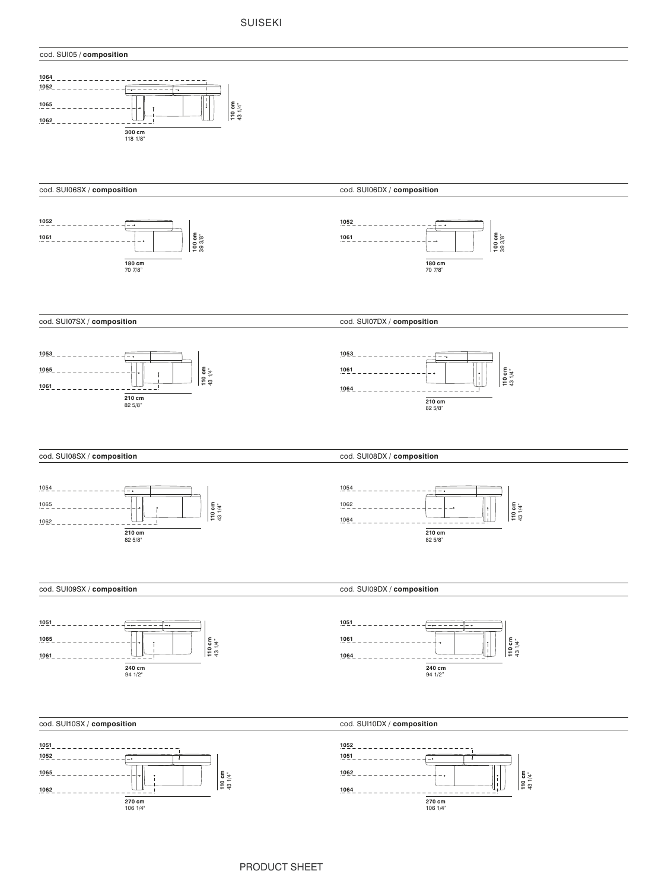cod. SUI05 / **composition**

1064
1052
1065
1062

300 cm
118 1/8"

110 cm
43 1/4"

cod. SUI06SX / **composition**

1052
1061

180 cm
70 7/8"

100 cm
39 3/8"

cod. SUI06DX / **composition**

1052
1061

180 cm
70 7/8"

100 cm
39 3/8"

cod. SUI07SX / **composition**

1053
1065
1061

210 cm
82 5/8"

110 cm
43 1/4"

cod. SUI07DX / **composition**

1053
1061
1064

210 cm
82 5/8"

110 cm
43 1/4"

cod. SUI08SX / **composition**

1054
1065
1062

210 cm
82 5/8"

110 cm
43 1/4"

cod. SUI08DX / **composition**

1054
1062
1064

210 cm
82 5/8"

110 cm
43 1/4"

cod. SUI09SX / **composition**

1051
1065
1061

240 cm
94 1/2"

110 cm
43 1/4"

cod. SUI09DX / **composition**

1051
1061
1064

240 cm
94 1/2"

110 cm
43 1/4"

cod. SUI10SX / **composition**

1051
1052
1065
1062

270 cm
106 1/4"

110 cm
43 1/4"

cod. SUI10DX / **composition**

1052
1051
1062
1064

270 cm
106 1/4"

110 cm
43 1/4"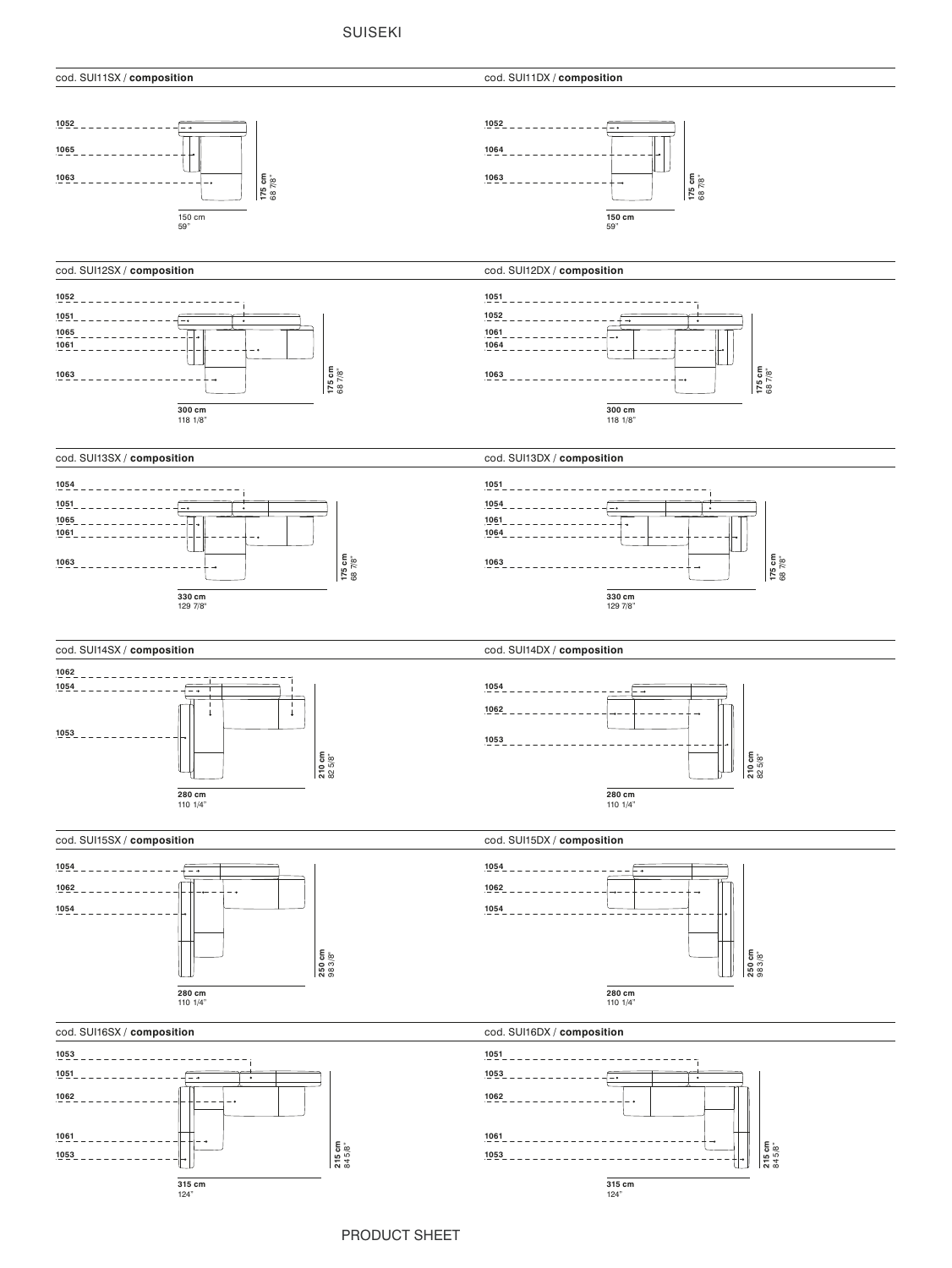SUISEKI

cod. SUI11SX / **composition**

1052
1065
1063

150 cm
59"

175 cm
68 7/8"

cod. SUI11DX / **composition**

1052
1064
1063

150 cm
59"

175 cm
68 7/8"

cod. SUI12SX / **composition**

1052
1051
1065
1061
1063

300 cm
118 1/8"

175 cm
68 7/8"

cod. SUI12DX / **composition**

1051
1052
1061
1064
1063

300 cm
118 1/8"

175 cm
68 7/8"

cod. SUI13SX / **composition**

1054
1051
1065
1061
1063

330 cm
129 7/8"

175 cm
68 7/8"

cod. SUI13DX / **composition**

1051
1054
1061
1064
1063

330 cm
129 7/8"

175 cm
68 7/8"

cod. SUI14SX / **composition**

1062
1054
1053

280 cm
110 1/4"

210 cm
82 5/8"

cod. SUI14DX / **composition**

1054
1062
1053

280 cm
110 1/4"

210 cm
82 5/8"

cod. SUI15SX / **composition**

1054
1062
1054

280 cm
110 1/4"

250 cm
98 3/8"

cod. SUI15DX / **composition**

1054
1062
1054

280 cm
110 1/4"

250 cm
98 3/8"

cod. SUI16SX / **composition**

1053
1051
1062
1061
1053

315 cm
124"

215 cm
84 5/8"

cod. SUI16DX / **composition**

1051
1053
1062
1061
1053

315 cm
124"

215 cm
84 5/8"

PRODUCT SHEET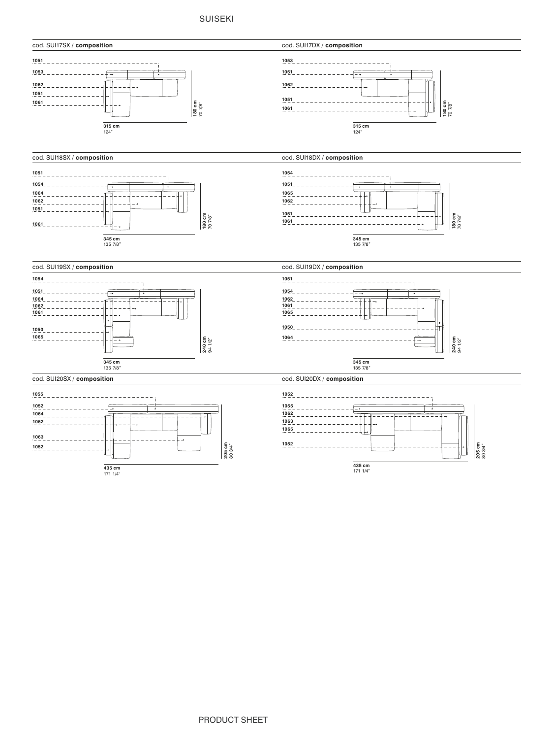SUISEKI

cod. SUI17SX / **composition**

1051
1053
1062
1051
1061

**180 cm**
70 7/8"

**315 cm**
124"

cod. SUI17DX / **composition**

1053
1051
1062
1051
1061

**180 cm**
70 7/8"

**315 cm**
124"

cod. SUI18SX / **composition**

1051
1054
1064
1062
1051
1061

**180 cm**
70 7/8"

**345 cm**
135 7/8"

cod. SUI18DX / **composition**

1054
1051
1065
1062
1051
1061

**180 cm**
70 7/8"

**345 cm**
135 7/8"

cod. SUI19SX / **composition**

1054
1051
1064
1062
1061
1050
1065

**240 cm**
94 1/2"

**345 cm**
135 7/8"

cod. SUI19DX / **composition**

1051
1054
1062
1061
1065
1050
1064

**240 cm**
94 1/2"

**345 cm**
135 7/8"

cod. SUI20SX / **composition**

1055
1052
1064
1062
1063
1052

**205 cm**
80 3/4"

**435 cm**
171 1/4"

cod. SUI20DX / **composition**

1052
1055
1062
1063
1065
1052

**205 cm**
80 3/4"

**435 cm**
171 1/4"

PRODUCT SHEET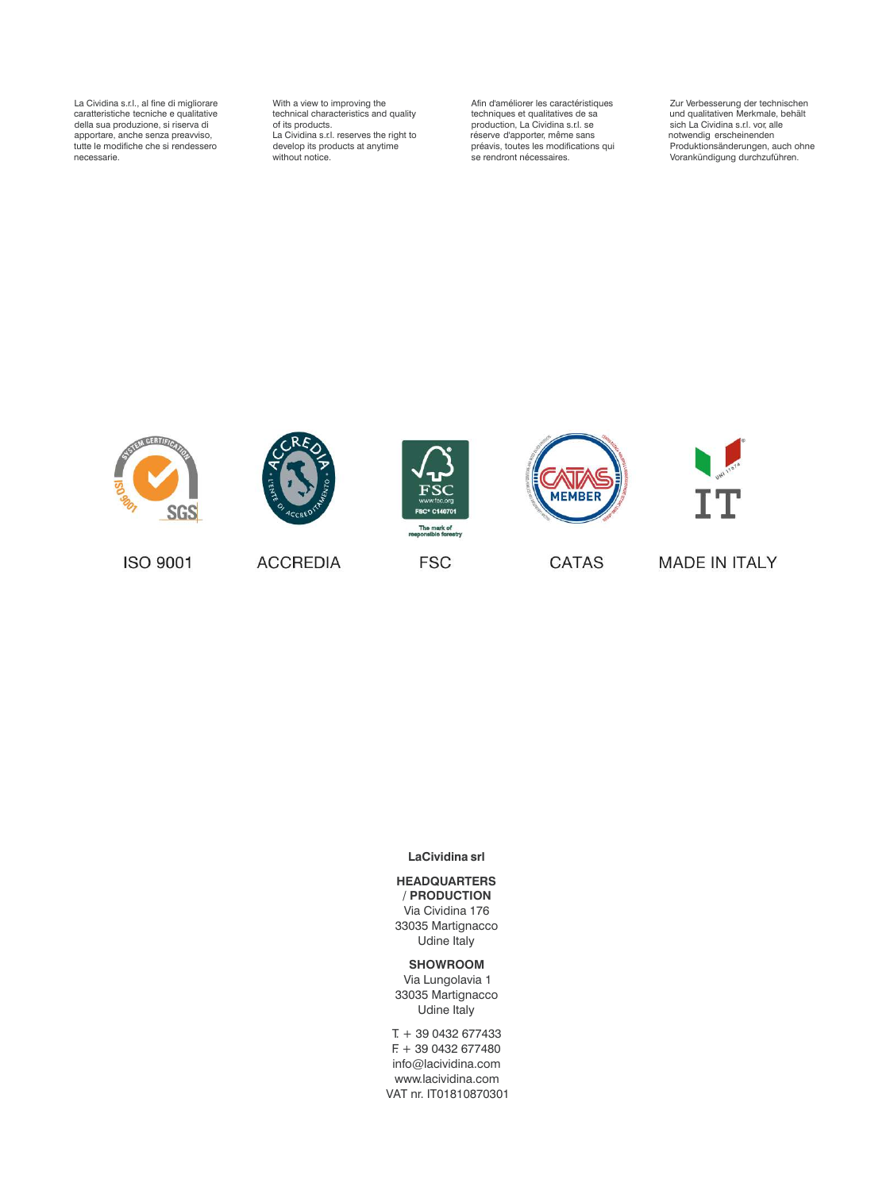La Cividina s.r.l., al fine di migliorare caratteristiche tecniche e qualitative della sua produzione, si riserva di apportare, anche senza preavviso, tutte le modifiche che si rendessero necessarie.

With a view to improving the technical characteristics and quality of its products.
La Cividina s.r.l. reserves the right to develop its products at anytime without notice.

Afin d'améliorer les caractéristiques techniques et qualitatives de sa production, La Cividina s.r.l. se réserve d'apporter, même sans préavis, toutes les modifications qui se rendront nécessaires.

Zur Verbesserung der technischen und qualitativen Merkmale, behält sich La Cividina s.r.l. vor, alle notwendig erscheinenden Produktionsänderungen, auch ohne Vorankündigung durchzuführen.

ISO 9001

ACCREDIA

FSC

CATAS

MADE IN ITALY

**LaCividina srl**

**HEADQUARTERS / PRODUCTION**
Via Cividina 176
33035 Martignacco
Udine Italy

**SHOWROOM**
Via Lungolavia 1
33035 Martignacco
Udine Italy

T. + 39 0432 677433
F. + 39 0432 677480
info@lacividina.com
www.lacividina.com
VAT nr. IT01810870301